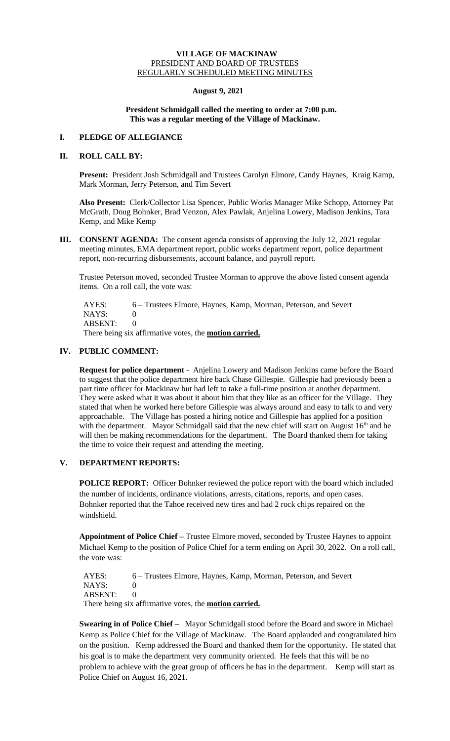**VILLAGE OF MACKINAW**
PRESIDENT AND BOARD OF TRUSTEES
REGULARLY SCHEDULED MEETING MINUTES

**August 9, 2021**

**President Schmidgall called the meeting to order at 7:00 p.m.**
**This was a regular meeting of the Village of Mackinaw.**

## I. PLEDGE OF ALLEGIANCE

## II. ROLL CALL BY:

**Present:** President Josh Schmidgall and Trustees Carolyn Elmore, Candy Haynes, Kraig Kamp, Mark Morman, Jerry Peterson, and Tim Severt

**Also Present:** Clerk/Collector Lisa Spencer, Public Works Manager Mike Schopp, Attorney Pat McGrath, Doug Bohnker, Brad Venzon, Alex Pawlak, Anjelina Lowery, Madison Jenkins, Tara Kemp, and Mike Kemp

## III. CONSENT AGENDA:

The consent agenda consists of approving the July 12, 2021 regular meeting minutes, EMA department report, public works department report, police department report, non-recurring disbursements, account balance, and payroll report.

Trustee Peterson moved, seconded Trustee Morman to approve the above listed consent agenda items. On a roll call, the vote was:

AYES: 6 – Trustees Elmore, Haynes, Kamp, Morman, Peterson, and Severt
NAYS: 0
ABSENT: 0
There being six affirmative votes, the **motion carried.**

## IV. PUBLIC COMMENT:

**Request for police department** - Anjelina Lowery and Madison Jenkins came before the Board to suggest that the police department hire back Chase Gillespie. Gillespie had previously been a part time officer for Mackinaw but had left to take a full-time position at another department. They were asked what it was about it about him that they like as an officer for the Village. They stated that when he worked here before Gillespie was always around and easy to talk to and very approachable. The Village has posted a hiring notice and Gillespie has applied for a position with the department. Mayor Schmidgall said that the new chief will start on August 16th and he will then be making recommendations for the department. The Board thanked them for taking the time to voice their request and attending the meeting.

## V. DEPARTMENT REPORTS:

**POLICE REPORT:** Officer Bohnker reviewed the police report with the board which included the number of incidents, ordinance violations, arrests, citations, reports, and open cases. Bohnker reported that the Tahoe received new tires and had 2 rock chips repaired on the windshield.

**Appointment of Police Chief –** Trustee Elmore moved, seconded by Trustee Haynes to appoint Michael Kemp to the position of Police Chief for a term ending on April 30, 2022. On a roll call, the vote was:

AYES: 6 – Trustees Elmore, Haynes, Kamp, Morman, Peterson, and Severt
NAYS: 0
ABSENT: 0
There being six affirmative votes, the **motion carried.**

**Swearing in of Police Chief –** Mayor Schmidgall stood before the Board and swore in Michael Kemp as Police Chief for the Village of Mackinaw. The Board applauded and congratulated him on the position. Kemp addressed the Board and thanked them for the opportunity. He stated that his goal is to make the department very community oriented. He feels that this will be no problem to achieve with the great group of officers he has in the department. Kemp will start as Police Chief on August 16, 2021.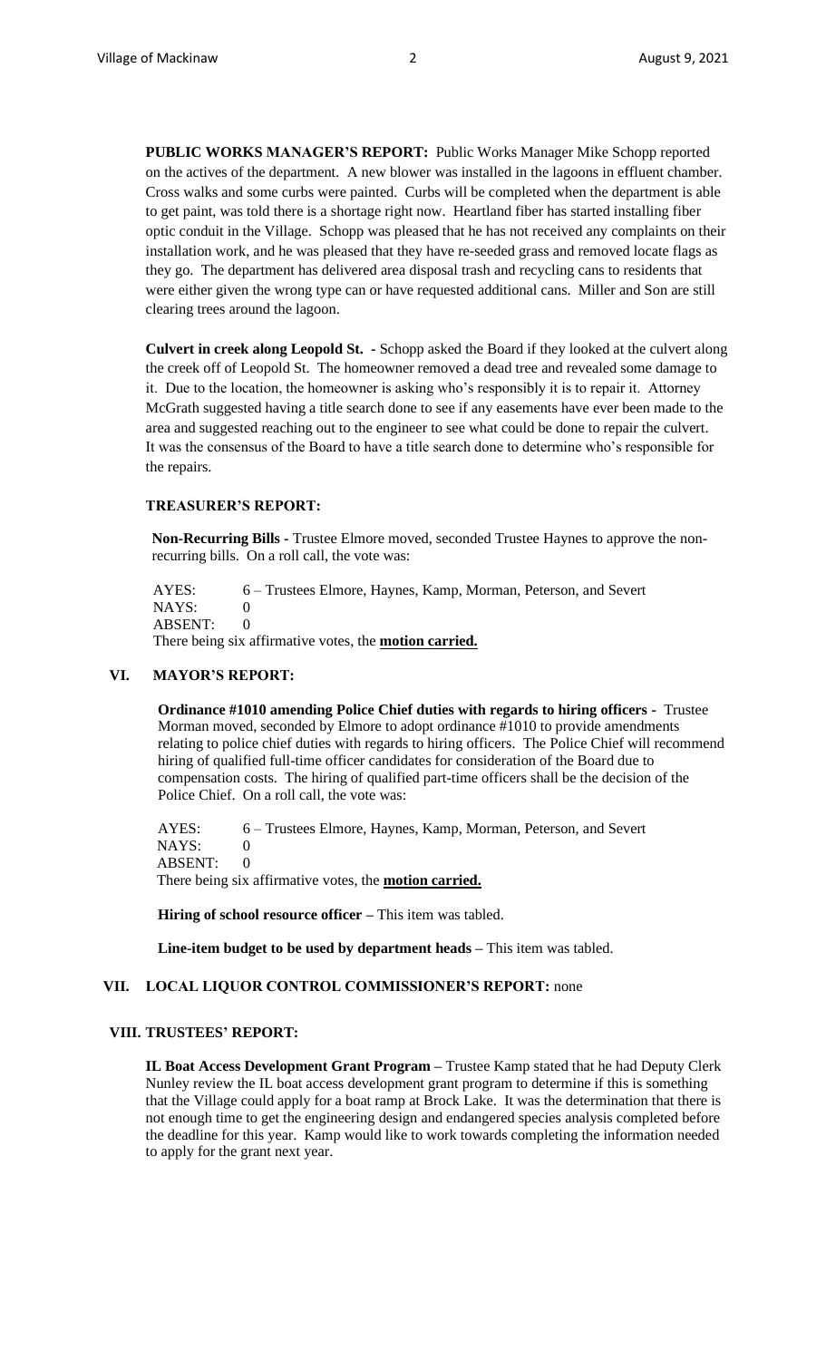**PUBLIC WORKS MANAGER'S REPORT:** Public Works Manager Mike Schopp reported on the actives of the department. A new blower was installed in the lagoons in effluent chamber. Cross walks and some curbs were painted. Curbs will be completed when the department is able to get paint, was told there is a shortage right now. Heartland fiber has started installing fiber optic conduit in the Village. Schopp was pleased that he has not received any complaints on their installation work, and he was pleased that they have re-seeded grass and removed locate flags as they go. The department has delivered area disposal trash and recycling cans to residents that were either given the wrong type can or have requested additional cans. Miller and Son are still clearing trees around the lagoon.

**Culvert in creek along Leopold St. -** Schopp asked the Board if they looked at the culvert along the creek off of Leopold St. The homeowner removed a dead tree and revealed some damage to it. Due to the location, the homeowner is asking who's responsibly it is to repair it. Attorney McGrath suggested having a title search done to see if any easements have ever been made to the area and suggested reaching out to the engineer to see what could be done to repair the culvert. It was the consensus of the Board to have a title search done to determine who's responsible for the repairs.

**TREASURER'S REPORT:**

**Non-Recurring Bills -** Trustee Elmore moved, seconded Trustee Haynes to approve the non-recurring bills. On a roll call, the vote was:

AYES: 6 – Trustees Elmore, Haynes, Kamp, Morman, Peterson, and Severt
NAYS: 0
ABSENT: 0
There being six affirmative votes, the **motion carried.**

## VI. MAYOR'S REPORT:

**Ordinance #1010 amending Police Chief duties with regards to hiring officers -** Trustee Morman moved, seconded by Elmore to adopt ordinance #1010 to provide amendments relating to police chief duties with regards to hiring officers. The Police Chief will recommend hiring of qualified full-time officer candidates for consideration of the Board due to compensation costs. The hiring of qualified part-time officers shall be the decision of the Police Chief. On a roll call, the vote was:

AYES: 6 – Trustees Elmore, Haynes, Kamp, Morman, Peterson, and Severt
NAYS: 0
ABSENT: 0
There being six affirmative votes, the **motion carried.**

**Hiring of school resource officer –** This item was tabled.

**Line-item budget to be used by department heads –** This item was tabled.

## VII. LOCAL LIQUOR CONTROL COMMISSIONER'S REPORT: none

## VIII. TRUSTEES' REPORT:

**IL Boat Access Development Grant Program –** Trustee Kamp stated that he had Deputy Clerk Nunley review the IL boat access development grant program to determine if this is something that the Village could apply for a boat ramp at Brock Lake. It was the determination that there is not enough time to get the engineering design and endangered species analysis completed before the deadline for this year. Kamp would like to work towards completing the information needed to apply for the grant next year.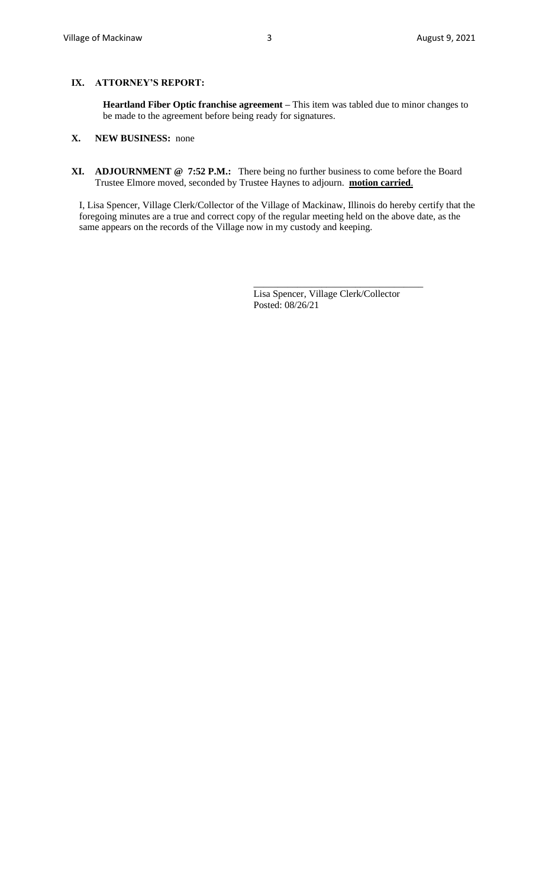## IX. ATTORNEY'S REPORT:

**Heartland Fiber Optic franchise agreement** – This item was tabled due to minor changes to be made to the agreement before being ready for signatures.

## X. NEW BUSINESS: none

## XI. ADJOURNMENT @ 7:52 P.M.:

There being no further business to come before the Board Trustee Elmore moved, seconded by Trustee Haynes to adjourn. **motion carried**.

I, Lisa Spencer, Village Clerk/Collector of the Village of Mackinaw, Illinois do hereby certify that the foregoing minutes are a true and correct copy of the regular meeting held on the above date, as the same appears on the records of the Village now in my custody and keeping.

\_\_\_\_\_\_\_\_\_\_\_\_\_\_\_\_\_\_\_\_\_\_\_\_\_\_\_\_\_\_\_\_\_\_\_

Lisa Spencer, Village Clerk/Collector

Posted: 08/26/21